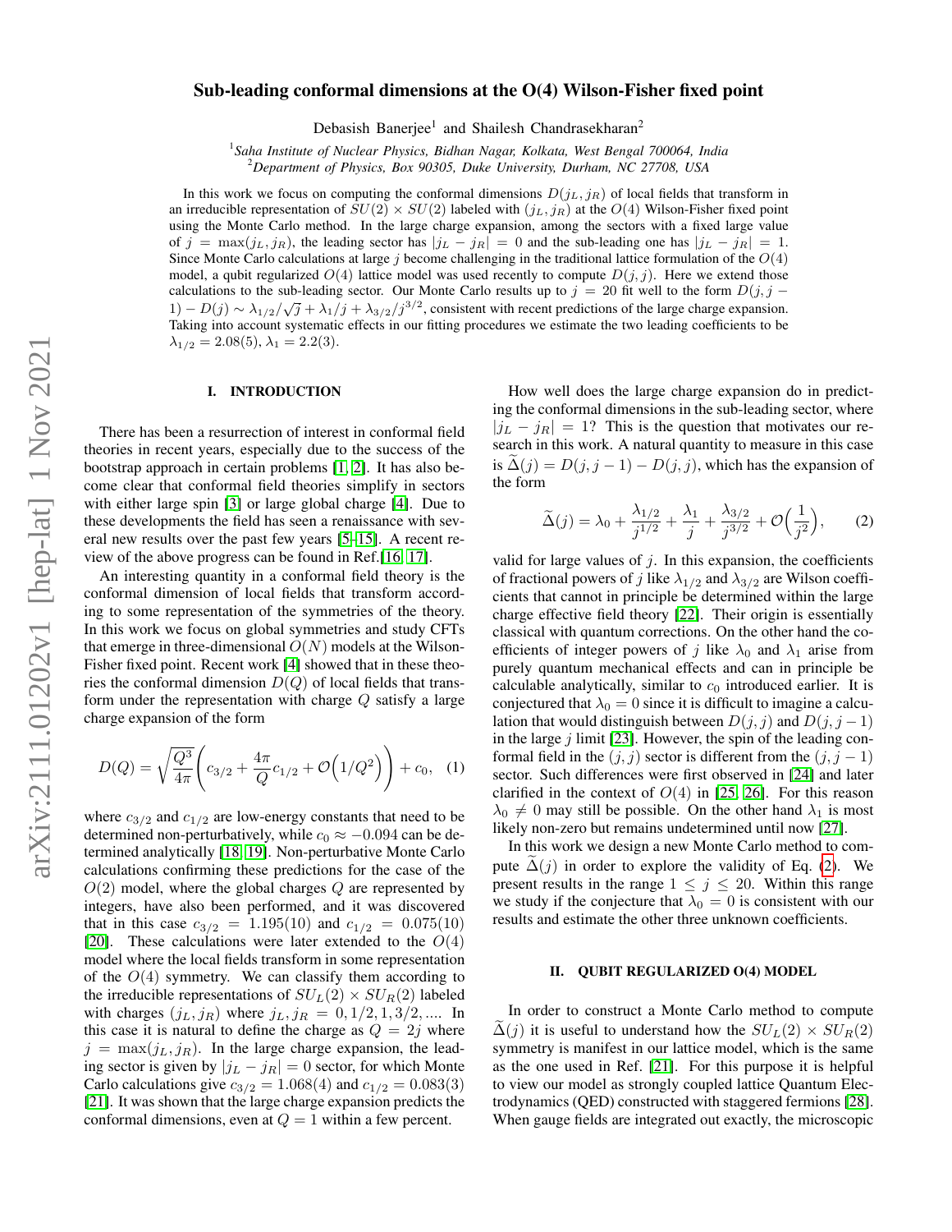# Sub-leading conformal dimensions at the O(4) Wilson-Fisher fixed point

Debasish Banerjee[1] and Shailesh Chandrasekharan[2]

[1]*Saha Institute of Nuclear Physics, Bidhan Nagar, Kolkata, West Bengal 700064, India*
[2]*Department of Physics, Box 90305, Duke University, Durham, NC 27708, USA*

In this work we focus on computing the conformal dimensions $D(j_L, j_R)$ of local fields that transform in an irreducible representation of $SU(2) \times SU(2)$ labeled with $(j_L, j_R)$ at the $O(4)$ Wilson-Fisher fixed point using the Monte Carlo method. In the large charge expansion, among the sectors with a fixed large value of $j = \max(j_L, j_R)$, the leading sector has $|j_L - j_R| = 0$ and the sub-leading one has $|j_L - j_R| = 1$. Since Monte Carlo calculations at large $j$ become challenging in the traditional lattice formulation of the $O(4)$ model, a qubit regularized $O(4)$ lattice model was used recently to compute $D(j, j)$. Here we extend those calculations to the sub-leading sector. Our Monte Carlo results up to $j = 20$ fit well to the form $D(j, j-1) - D(j) \sim \lambda_{1/2}/\sqrt{j} + \lambda_1/j + \lambda_{3/2}/j^{3/2}$, consistent with recent predictions of the large charge expansion. Taking into account systematic effects in our fitting procedures we estimate the two leading coefficients to be $\lambda_{1/2} = 2.08(5)$, $\lambda_1 = 2.2(3)$.

## I. INTRODUCTION

There has been a resurrection of interest in conformal field theories in recent years, especially due to the success of the bootstrap approach in certain problems [1, 2]. It has also become clear that conformal field theories simplify in sectors with either large spin [3] or large global charge [4]. Due to these developments the field has seen a renaissance with several new results over the past few years [5–15]. A recent review of the above progress can be found in Ref.[16, 17].

An interesting quantity in a conformal field theory is the conformal dimension of local fields that transform according to some representation of the symmetries of the theory. In this work we focus on global symmetries and study CFTs that emerge in three-dimensional $O(N)$ models at the Wilson-Fisher fixed point. Recent work [4] showed that in these theories the conformal dimension $D(Q)$ of local fields that transform under the representation with charge $Q$ satisfy a large charge expansion of the form

$$D(Q) = \sqrt{\frac{Q^3}{4\pi}}\left(c_{3/2} + \frac{4\pi}{Q}c_{1/2} + \mathcal{O}\Big(1/Q^2\Big)\right) + c_0, \quad (1)$$

where $c_{3/2}$ and $c_{1/2}$ are low-energy constants that need to be determined non-perturbatively, while $c_0 \approx -0.094$ can be determined analytically [18, 19]. Non-perturbative Monte Carlo calculations confirming these predictions for the case of the $O(2)$ model, where the global charges $Q$ are represented by integers, have also been performed, and it was discovered that in this case $c_{3/2} = 1.195(10)$ and $c_{1/2} = 0.075(10)$ [20]. These calculations were later extended to the $O(4)$ model where the local fields transform in some representation of the $O(4)$ symmetry. We can classify them according to the irreducible representations of $SU_L(2) \times SU_R(2)$ labeled with charges $(j_L, j_R)$ where $j_L, j_R = 0, 1/2, 1, 3/2, ....$ In this case it is natural to define the charge as $Q = 2j$ where $j = \max(j_L, j_R)$. In the large charge expansion, the leading sector is given by $|j_L - j_R| = 0$ sector, for which Monte Carlo calculations give $c_{3/2} = 1.068(4)$ and $c_{1/2} = 0.083(3)$ [21]. It was shown that the large charge expansion predicts the conformal dimensions, even at $Q = 1$ within a few percent.

How well does the large charge expansion do in predicting the conformal dimensions in the sub-leading sector, where $|j_L - j_R| = 1$? This is the question that motivates our research in this work. A natural quantity to measure in this case is $\widetilde{\Delta}(j) = D(j, j-1) - D(j, j)$, which has the expansion of the form

$$\widetilde{\Delta}(j) = \lambda_0 + \frac{\lambda_{1/2}}{j^{1/2}} + \frac{\lambda_1}{j} + \frac{\lambda_{3/2}}{j^{3/2}} + \mathcal{O}\Big(\frac{1}{j^2}\Big), \quad (2)$$

valid for large values of $j$. In this expansion, the coefficients of fractional powers of $j$ like $\lambda_{1/2}$ and $\lambda_{3/2}$ are Wilson coefficients that cannot in principle be determined within the large charge effective field theory [22]. Their origin is essentially classical with quantum corrections. On the other hand the coefficients of integer powers of $j$ like $\lambda_0$ and $\lambda_1$ arise from purely quantum mechanical effects and can in principle be calculable analytically, similar to $c_0$ introduced earlier. It is conjectured that $\lambda_0 = 0$ since it is difficult to imagine a calculation that would distinguish between $D(j, j)$ and $D(j, j-1)$ in the large $j$ limit [23]. However, the spin of the leading conformal field in the $(j, j)$ sector is different from the $(j, j-1)$ sector. Such differences were first observed in [24] and later clarified in the context of $O(4)$ in [25, 26]. For this reason $\lambda_0 \neq 0$ may still be possible. On the other hand $\lambda_1$ is most likely non-zero but remains undetermined until now [27].

In this work we design a new Monte Carlo method to compute $\widetilde{\Delta}(j)$ in order to explore the validity of Eq. (2). We present results in the range $1 \leq j \leq 20$. Within this range we study if the conjecture that $\lambda_0 = 0$ is consistent with our results and estimate the other three unknown coefficients.

## II. QUBIT REGULARIZED O(4) MODEL

In order to construct a Monte Carlo method to compute $\widetilde{\Delta}(j)$ it is useful to understand how the $SU_L(2) \times SU_R(2)$ symmetry is manifest in our lattice model, which is the same as the one used in Ref. [21]. For this purpose it is helpful to view our model as strongly coupled lattice Quantum Electrodynamics (QED) constructed with staggered fermions [28]. When gauge fields are integrated out exactly, the microscopic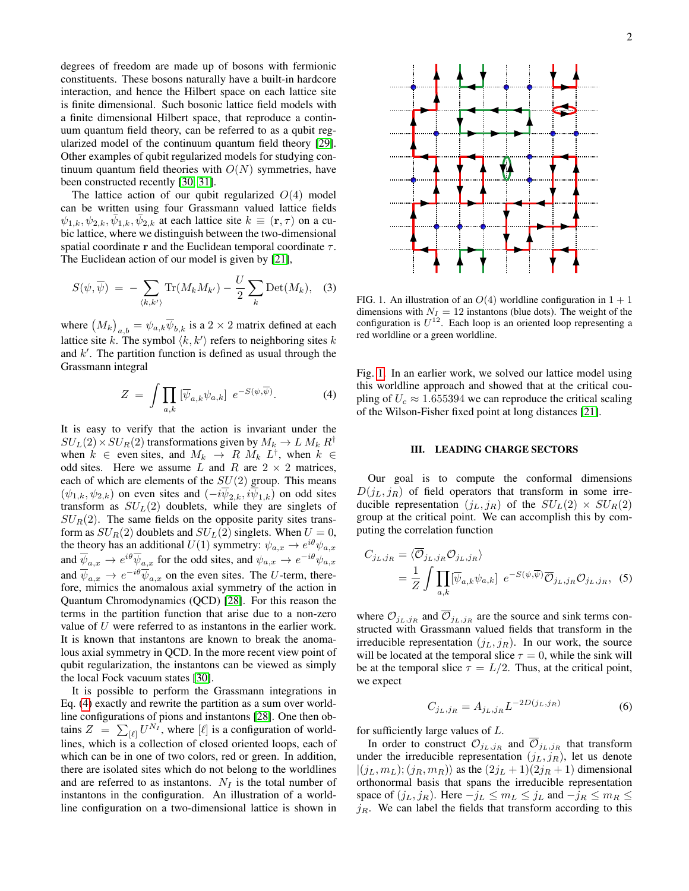degrees of freedom are made up of bosons with fermionic constituents. These bosons naturally have a built-in hardcore interaction, and hence the Hilbert space on each lattice site is finite dimensional. Such bosonic lattice field models with a finite dimensional Hilbert space, that reproduce a continuum quantum field theory, can be referred to as a qubit regularized model of the continuum quantum field theory [29]. Other examples of qubit regularized models for studying continuum quantum field theories with $O(N)$ symmetries, have been constructed recently [30, 31].

The lattice action of our qubit regularized $O(4)$ model can be written using four Grassmann valued lattice fields $\psi_{1,k}, \psi_{2,k}, \bar{\psi}_{1,k}, \bar{\psi}_{2,k}$ at each lattice site $k \equiv (\mathbf{r}, \tau)$ on a cubic lattice, where we distinguish between the two-dimensional spatial coordinate $\mathbf{r}$ and the Euclidean temporal coordinate $\tau$. The Euclidean action of our model is given by [21],

$$S(\psi, \overline{\psi}) \;=\; -\sum_{\langle k, k' \rangle} \mathrm{Tr}(M_k M_{k'}) - \frac{U}{2}\sum_k \mathrm{Det}(M_k), \quad (3)$$

where $\left(M_k\right)_{a,b} = \psi_{a,k}\overline{\psi}_{b,k}$ is a $2 \times 2$ matrix defined at each lattice site $k$. The symbol $\langle k, k' \rangle$ refers to neighboring sites $k$ and $k'$. The partition function is defined as usual through the Grassmann integral

$$Z \;=\; \int \prod_{a,k} \left[\overline{\psi}_{a,k}\psi_{a,k}\right] \; e^{-S(\psi,\overline{\psi})}. \quad (4)$$

It is easy to verify that the action is invariant under the $SU_L(2) \times SU_R(2)$ transformations given by $M_k \to L\, M_k\, R^\dagger$ when $k \in$ even sites, and $M_k \to R\, M_k\, L^\dagger$, when $k \in$ odd sites. Here we assume $L$ and $R$ are $2 \times 2$ matrices, each of which are elements of the $SU(2)$ group. This means $(\psi_{1,k}, \psi_{2,k})$ on even sites and $(-i\overline{\psi}_{2,k}, i\overline{\psi}_{1,k})$ on odd sites transform as $SU_L(2)$ doublets, while they are singlets of $SU_R(2)$. The same fields on the opposite parity sites transform as $SU_R(2)$ doublets and $SU_L(2)$ singlets. When $U = 0$, the theory has an additional $U(1)$ symmetry: $\psi_{a,x} \to e^{i\theta}\psi_{a,x}$ and $\overline{\psi}_{a,x} \to e^{i\theta}\overline{\psi}_{a,x}$ for the odd sites, and $\psi_{a,x} \to e^{-i\theta}\psi_{a,x}$ and $\overline{\psi}_{a,x} \to e^{-i\theta}\overline{\psi}_{a,x}$ on the even sites. The $U$-term, therefore, mimics the anomalous axial symmetry of the action in Quantum Chromodynamics (QCD) [28]. For this reason the terms in the partition function that arise due to a non-zero value of $U$ were referred to as instantons in the earlier work. It is known that instantons are known to break the anomalous axial symmetry in QCD. In the more recent view point of qubit regularization, the instantons can be viewed as simply the local Fock vacuum states [30].

It is possible to perform the Grassmann integrations in Eq. (4) exactly and rewrite the partition as a sum over worldline configurations of pions and instantons [28]. One then obtains $Z = \sum_{[\ell]} U^{N_I}$, where $[\ell]$ is a configuration of worldlines, which is a collection of closed oriented loops, each of which can be in one of two colors, red or green. In addition, there are isolated sites which do not belong to the worldlines and are referred to as instantons. $N_I$ is the total number of instantons in the configuration. An illustration of a worldline configuration on a two-dimensional lattice is shown in Fig. 1. In an earlier work, we solved our lattice model using this worldline approach and showed that at the critical coupling of $U_c \approx 1.655394$ we can reproduce the critical scaling of the Wilson-Fisher fixed point at long distances [21].

FIG. 1. An illustration of an $O(4)$ worldline configuration in $1+1$ dimensions with $N_I = 12$ instantons (blue dots). The weight of the configuration is $U^{12}$. Each loop is an oriented loop representing a red worldline or a green worldline.

## III. LEADING CHARGE SECTORS

Our goal is to compute the conformal dimensions $D(j_L, j_R)$ of field operators that transform in some irreducible representation $(j_L, j_R)$ of the $SU_L(2) \times SU_R(2)$ group at the critical point. We can accomplish this by computing the correlation function

$$\begin{aligned} C_{j_L,j_R} &= \langle \overline{\mathcal{O}}_{j_L,j_R} \mathcal{O}_{j_L,j_R} \rangle \\ &= \frac{1}{Z}\int \prod_{a,k} [\overline{\psi}_{a,k}\psi_{a,k}] \; e^{-S(\psi,\overline{\psi})} \overline{\mathcal{O}}_{j_L,j_R} \mathcal{O}_{j_L,j_R}, \end{aligned} \quad (5)$$

where $\mathcal{O}_{j_L,j_R}$ and $\overline{\mathcal{O}}_{j_L,j_R}$ are the source and sink terms constructed with Grassmann valued fields that transform in the irreducible representation $(j_L, j_R)$. In our work, the source will be located at the temporal slice $\tau = 0$, while the sink will be at the temporal slice $\tau = L/2$. Thus, at the critical point, we expect

$$C_{j_L,j_R} = A_{j_L,j_R} L^{-2D(j_L,j_R)} \quad (6)$$

for sufficiently large values of $L$.

In order to construct $\mathcal{O}_{j_L,j_R}$ and $\overline{\mathcal{O}}_{j_L,j_R}$ that transform under the irreducible representation $(j_L, j_R)$, let us denote $|(j_L, m_L); (j_R, m_R)\rangle$ as the $(2j_L+1)(2j_R+1)$ dimensional orthonormal basis that spans the irreducible representation space of $(j_L, j_R)$. Here $-j_L \le m_L \le j_L$ and $-j_R \le m_R \le j_R$. We can label the fields that transform according to this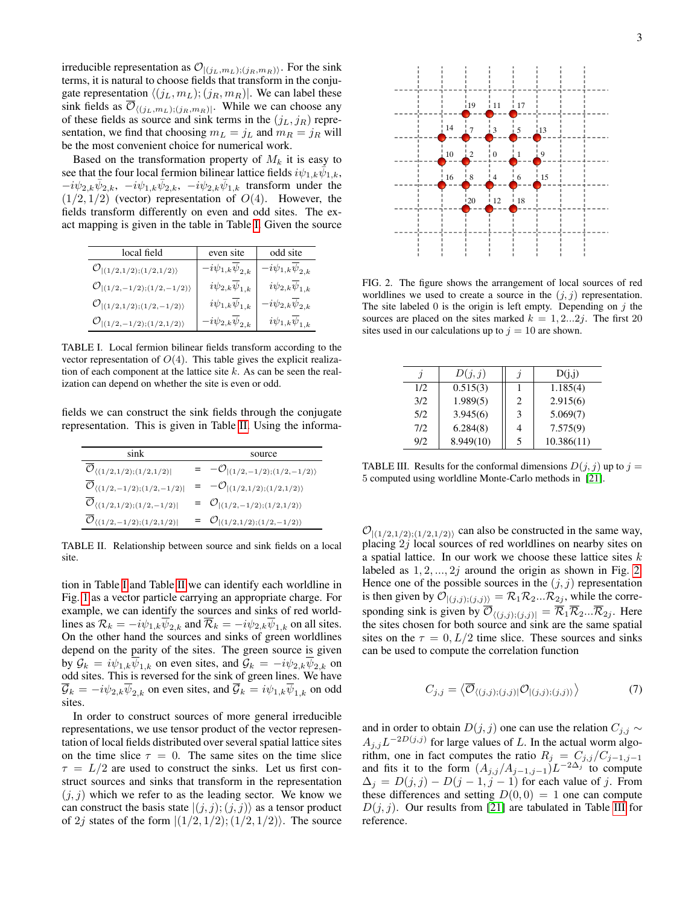irreducible representation as $\mathcal{O}_{|(j_L,m_L);(j_R,m_R)\rangle}$. For the sink terms, it is natural to choose fields that transform in the conjugate representation $\langle(j_L,m_L);(j_R,m_R)|$. We can label these sink fields as $\overline{\mathcal{O}}_{\langle(j_L,m_L);(j_R,m_R)|}$. While we can choose any of these fields as source and sink terms in the $(j_L,j_R)$ representation, we find that choosing $m_L = j_L$ and $m_R = j_R$ will be the most convenient choice for numerical work.

Based on the transformation property of $M_k$ it is easy to see that the four local fermion bilinear lattice fields $i\psi_{1,k}\bar{\psi}_{1,k}$, $-i\psi_{2,k}\bar{\psi}_{2,k}$, $-i\psi_{1,k}\bar{\psi}_{2,k}$, $-i\psi_{2,k}\bar{\psi}_{1,k}$ transform under the $(1/2,1/2)$ (vector) representation of $O(4)$. However, the fields transform differently on even and odd sites. The exact mapping is given in the table in Table I. Given the source fields we can construct the sink fields through the conjugate representation. This is given in Table II. Using the information in Table I and Table II we can identify each worldline in Fig. 1 as a vector particle carrying an appropriate charge. For example, we can identify the sources and sinks of red worldlines as $\mathcal{R}_k = -i\psi_{1,k}\overline{\psi}_{2,k}$ and $\overline{\mathcal{R}}_k = -i\psi_{2,k}\overline{\psi}_{1,k}$ on all sites. On the other hand the sources and sinks of green worldlines depend on the parity of the sites. The green source is given by $\mathcal{G}_k = i\psi_{1,k}\overline{\psi}_{1,k}$ on even sites, and $\mathcal{G}_k = -i\psi_{2,k}\overline{\psi}_{2,k}$ on odd sites. This is reversed for the sink of green lines. We have $\overline{\mathcal{G}}_k = -i\psi_{2,k}\overline{\psi}_{2,k}$ on even sites, and $\overline{\mathcal{G}}_k = i\psi_{1,k}\overline{\psi}_{1,k}$ on odd sites.

| local field | even site | odd site |
|---|---|---|
| $\mathcal{O}_{\|(1/2,1/2);(1/2,1/2)\rangle}$ | $-i\psi_{1,k}\overline{\psi}_{2,k}$ | $-i\psi_{1,k}\overline{\psi}_{2,k}$ |
| $\mathcal{O}_{\|(1/2,-1/2);(1/2,-1/2)\rangle}$ | $i\psi_{2,k}\overline{\psi}_{1,k}$ | $i\psi_{2,k}\overline{\psi}_{1,k}$ |
| $\mathcal{O}_{\|(1/2,1/2);(1/2,-1/2)\rangle}$ | $i\psi_{1,k}\overline{\psi}_{1,k}$ | $-i\psi_{2,k}\overline{\psi}_{2,k}$ |
| $\mathcal{O}_{\|(1/2,-1/2);(1/2,1/2)\rangle}$ | $-i\psi_{2,k}\overline{\psi}_{2,k}$ | $i\psi_{1,k}\overline{\psi}_{1,k}$ |

TABLE I. Local fermion bilinear fields transform according to the vector representation of $O(4)$. This table gives the explicit realization of each component at the lattice site $k$. As can be seen the realization can depend on whether the site is even or odd.

| sink | | source |
|---|---|---|
| $\overline{\mathcal{O}}_{\langle(1/2,1/2);(1/2,1/2)\|}$ | = | $-\mathcal{O}_{\|(1/2,-1/2);(1/2,-1/2)\rangle}$ |
| $\overline{\mathcal{O}}_{\langle(1/2,-1/2);(1/2,-1/2)\|}$ | = | $-\mathcal{O}_{\|(1/2,1/2);(1/2,1/2)\rangle}$ |
| $\overline{\mathcal{O}}_{\langle(1/2,1/2);(1/2,-1/2)\|}$ | = | $\mathcal{O}_{\|(1/2,-1/2);(1/2,1/2)\rangle}$ |
| $\overline{\mathcal{O}}_{\langle(1/2,-1/2);(1/2,1/2)\|}$ | = | $\mathcal{O}_{\|(1/2,1/2);(1/2,-1/2)\rangle}$ |

TABLE II. Relationship between source and sink fields on a local site.

In order to construct sources of more general irreducible representations, we use tensor product of the vector representation of local fields distributed over several spatial lattice sites on the time slice $\tau = 0$. The same sites on the time slice $\tau = L/2$ are used to construct the sinks. Let us first construct sources and sinks that transform in the representation $(j,j)$ which we refer to as the leading sector. We know we can construct the basis state $|(j,j);(j,j)\rangle$ as a tensor product of $2j$ states of the form $|(1/2,1/2);(1/2,1/2)\rangle$. The source $\mathcal{O}_{|(1/2,1/2);(1/2,1/2)\rangle}$ can also be constructed in the same way, placing $2j$ local sources of red worldlines on nearby sites on a spatial lattice. In our work we choose these lattice sites $k$ labeled as $1,2,...,2j$ around the origin as shown in Fig. 2. Hence one of the possible sources in the $(j,j)$ representation is then given by $\mathcal{O}_{|(j,j);(j,j)\rangle} = \mathcal{R}_1\mathcal{R}_2...\mathcal{R}_{2j}$, while the corresponding sink is given by $\overline{\mathcal{O}}_{\langle(j,j);(j,j)|} = \overline{\mathcal{R}}_1\overline{\mathcal{R}}_2...\overline{\mathcal{R}}_{2j}$. Here the sites chosen for both source and sink are the same spatial sites on the $\tau = 0, L/2$ time slice. These sources and sinks can be used to compute the correlation function

$$C_{j,j} = \left\langle \overline{\mathcal{O}}_{\langle(j,j);(j,j)|}\mathcal{O}_{|(j,j);(j,j)\rangle}\right\rangle \tag{7}$$

and in order to obtain $D(j,j)$ one can use the relation $C_{j,j} \sim A_{j,j}L^{-2D(j,j)}$ for large values of $L$. In the actual worm algorithm, one in fact computes the ratio $R_j = C_{j,j}/C_{j-1,j-1}$ and fits it to the form $(A_{j,j}/A_{j-1,j-1})L^{-2\Delta_j}$ to compute $\Delta_j = D(j,j) - D(j-1,j-1)$ for each value of $j$. From these differences and setting $D(0,0) = 1$ one can compute $D(j,j)$. Our results from [21] are tabulated in Table III for reference.

FIG. 2. The figure shows the arrangement of local sources of red worldlines we used to create a source in the $(j,j)$ representation. The site labeled 0 is the origin is left empty. Depending on $j$ the sources are placed on the sites marked $k = 1,2...2j$. The first 20 sites used in our calculations up to $j = 10$ are shown.

| $j$ | $D(j,j)$ | $j$ | D(j,j) |
|---|---|---|---|
| 1/2 | 0.515(3) | 1 | 1.185(4) |
| 3/2 | 1.989(5) | 2 | 2.915(6) |
| 5/2 | 3.945(6) | 3 | 5.069(7) |
| 7/2 | 6.284(8) | 4 | 7.575(9) |
| 9/2 | 8.949(10) | 5 | 10.386(11) |

TABLE III. Results for the conformal dimensions $D(j,j)$ up to $j = 5$ computed using worldline Monte-Carlo methods in [21].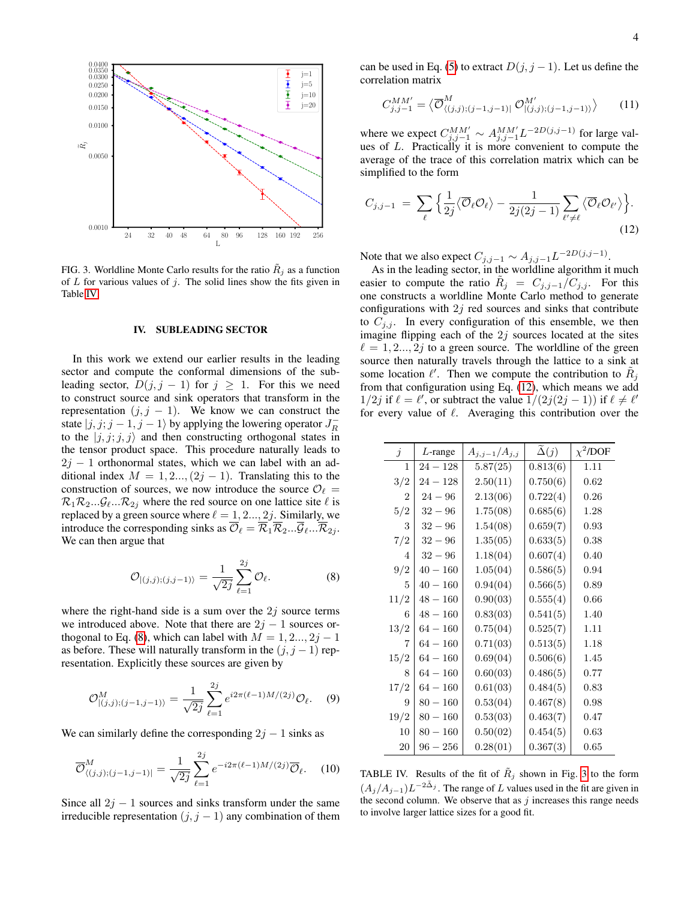FIG. 3. Worldline Monte Carlo results for the ratio $\tilde{R}_j$ as a function of $L$ for various values of $j$. The solid lines show the fits given in Table IV.

## IV. SUBLEADING SECTOR

In this work we extend our earlier results in the leading sector and compute the conformal dimensions of the subleading sector, $D(j, j-1)$ for $j \geq 1$. For this we need to construct source and sink operators that transform in the representation $(j, j-1)$. We know we can construct the state $|j, j; j-1, j-1\rangle$ by applying the lowering operator $J_R^-$ to the $|j, j; j, j\rangle$ and then constructing orthogonal states in the tensor product space. This procedure naturally leads to $2j-1$ orthonormal states, which we can label with an additional index $M = 1, 2..., (2j-1)$. Translating this to the construction of sources, we now introduce the source $\mathcal{O}_\ell = \mathcal{R}_1\mathcal{R}_2...\mathcal{G}_\ell...\mathcal{R}_{2j}$ where the red source on one lattice site $\ell$ is replaced by a green source where $\ell = 1, 2..., 2j$. Similarly, we introduce the corresponding sinks as $\overline{\mathcal{O}}_\ell = \overline{\mathcal{R}}_1\overline{\mathcal{R}}_2...\overline{\mathcal{G}}_\ell...\overline{\mathcal{R}}_{2j}$. We can then argue that

$$\mathcal{O}_{|(j,j);(j,j-1)\rangle} = \frac{1}{\sqrt{2j}}\sum_{\ell=1}^{2j}\mathcal{O}_\ell. \tag{8}$$

where the right-hand side is a sum over the $2j$ source terms we introduced above. Note that there are $2j-1$ sources orthogonal to Eq. (8), which can label with $M = 1, 2..., 2j-1$ as before. These will naturally transform in the $(j, j-1)$ representation. Explicitly these sources are given by

$$\mathcal{O}^M_{|(j,j);(j-1,j-1)\rangle} = \frac{1}{\sqrt{2j}}\sum_{\ell=1}^{2j} e^{i2\pi(\ell-1)M/(2j)}\mathcal{O}_\ell. \tag{9}$$

We can similarly define the corresponding $2j-1$ sinks as

$$\overline{\mathcal{O}}^M_{\langle(j,j);(j-1,j-1)|} = \frac{1}{\sqrt{2j}}\sum_{\ell=1}^{2j} e^{-i2\pi(\ell-1)M/(2j)}\overline{\mathcal{O}}_\ell. \tag{10}$$

Since all $2j-1$ sources and sinks transform under the same irreducible representation $(j, j-1)$ any combination of them can be used in Eq. (5) to extract $D(j, j-1)$. Let us define the correlation matrix

$$C^{MM'}_{j,j-1} = \left\langle \overline{\mathcal{O}}^M_{\langle(j,j);(j-1,j-1)|}\ \mathcal{O}^{M'}_{|(j,j);(j-1,j-1)\rangle}\right\rangle \tag{11}$$

where we expect $C^{MM'}_{j,j-1} \sim A^{MM'}_{j,j-1}L^{-2D(j,j-1)}$ for large values of $L$. Practically it is more convenient to compute the average of the trace of this correlation matrix which can be simplified to the form

$$C_{j,j-1} = \sum_\ell\Big\{\frac{1}{2j}\langle\overline{\mathcal{O}}_\ell\mathcal{O}_\ell\rangle - \frac{1}{2j(2j-1)}\sum_{\ell'\neq\ell}\langle\overline{\mathcal{O}}_\ell\mathcal{O}_{\ell'}\rangle\Big\}. \tag{12}$$

Note that we also expect $C_{j,j-1} \sim A_{j,j-1}L^{-2D(j,j-1)}$.

As in the leading sector, in the worldline algorithm it much easier to compute the ratio $\tilde{R}_j = C_{j,j-1}/C_{j,j}$. For this one constructs a worldline Monte Carlo method to generate configurations with $2j$ red sources and sinks that contribute to $C_{j,j}$. In every configuration of this ensemble, we then imagine flipping each of the $2j$ sources located at the sites $\ell = 1, 2..., 2j$ to a green source. The worldline of the green source then naturally travels through the lattice to a sink at some location $\ell'$. Then we compute the contribution to $\tilde{R}_j$ from that configuration using Eq. (12), which means we add $1/2j$ if $\ell = \ell'$, or subtract the value $1/(2j(2j-1))$ if $\ell \neq \ell'$ for every value of $\ell$. Averaging this contribution over the

| $j$ | $L$-range | $A_{j,j-1}/A_{j,j}$ | $\tilde{\Delta}(j)$ | $\chi^2$/DOF |
|---|---|---|---|---|
| 1 | 24 − 128 | 5.87(25) | 0.813(6) | 1.11 |
| 3/2 | 24 − 128 | 2.50(11) | 0.750(6) | 0.62 |
| 2 | 24 − 96 | 2.13(06) | 0.722(4) | 0.26 |
| 5/2 | 32 − 96 | 1.75(08) | 0.685(6) | 1.28 |
| 3 | 32 − 96 | 1.54(08) | 0.659(7) | 0.93 |
| 7/2 | 32 − 96 | 1.35(05) | 0.633(5) | 0.38 |
| 4 | 32 − 96 | 1.18(04) | 0.607(4) | 0.40 |
| 9/2 | 40 − 160 | 1.05(04) | 0.586(5) | 0.94 |
| 5 | 40 − 160 | 0.94(04) | 0.566(5) | 0.89 |
| 11/2 | 48 − 160 | 0.90(03) | 0.555(4) | 0.66 |
| 6 | 48 − 160 | 0.83(03) | 0.541(5) | 1.40 |
| 13/2 | 64 − 160 | 0.75(04) | 0.525(7) | 1.11 |
| 7 | 64 − 160 | 0.71(03) | 0.513(5) | 1.18 |
| 15/2 | 64 − 160 | 0.69(04) | 0.506(6) | 1.45 |
| 8 | 64 − 160 | 0.60(03) | 0.486(5) | 0.77 |
| 17/2 | 64 − 160 | 0.61(03) | 0.484(5) | 0.83 |
| 9 | 80 − 160 | 0.53(04) | 0.467(8) | 0.98 |
| 19/2 | 80 − 160 | 0.53(03) | 0.463(7) | 0.47 |
| 10 | 80 − 160 | 0.50(02) | 0.454(5) | 0.63 |
| 20 | 96 − 256 | 0.28(01) | 0.367(3) | 0.65 |

TABLE IV. Results of the fit of $\tilde{R}_j$ shown in Fig. 3 to the form $(A_j/A_{j-1})L^{-2\tilde{\Delta}_j}$. The range of $L$ values used in the fit are given in the second column. We observe that as $j$ increases this range needs to involve larger lattice sizes for a good fit.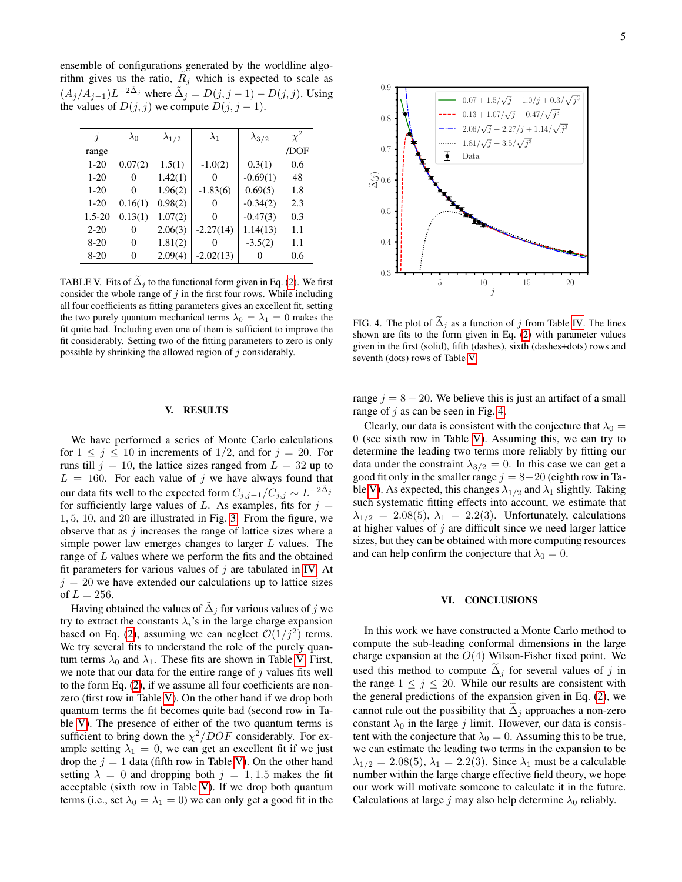ensemble of configurations generated by the worldline algorithm gives us the ratio, $R_j$ which is expected to scale as $(A_j/A_{j-1})L^{-2\tilde{\Delta}_j}$ where $\tilde{\Delta}_j = D(j,j-1) - D(j,j)$. Using the values of $D(j,j)$ we compute $D(j,j-1)$.

| $j$ range | $\lambda_0$ | $\lambda_{1/2}$ | $\lambda_1$ | $\lambda_{3/2}$ | $\chi^2$ /DOF |
|---|---|---|---|---|---|
| 1-20 | 0.07(2) | 1.5(1) | -1.0(2) | 0.3(1) | 0.6 |
| 1-20 | 0 | 1.42(1) | 0 | -0.69(1) | 48 |
| 1-20 | 0 | 1.96(2) | -1.83(6) | 0.69(5) | 1.8 |
| 1-20 | 0.16(1) | 0.98(2) | 0 | -0.34(2) | 2.3 |
| 1.5-20 | 0.13(1) | 1.07(2) | 0 | -0.47(3) | 0.3 |
| 2-20 | 0 | 2.06(3) | -2.27(14) | 1.14(13) | 1.1 |
| 8-20 | 0 | 1.81(2) | 0 | -3.5(2) | 1.1 |
| 8-20 | 0 | 2.09(4) | -2.02(13) | 0 | 0.6 |

TABLE V. Fits of $\widetilde{\Delta}_j$ to the functional form given in Eq. (2). We first consider the whole range of $j$ in the first four rows. While including all four coefficients as fitting parameters gives an excellent fit, setting the two purely quantum mechanical terms $\lambda_0 = \lambda_1 = 0$ makes the fit quite bad. Including even one of them is sufficient to improve the fit considerably. Setting two of the fitting parameters to zero is only possible by shrinking the allowed region of $j$ considerably.

FIG. 4. The plot of $\widetilde{\Delta}_j$ as a function of $j$ from Table IV. The lines shown are fits to the form given in Eq. (2) with parameter values given in the first (solid), fifth (dashes), sixth (dashes+dots) rows and seventh (dots) rows of Table V.

## V. RESULTS

We have performed a series of Monte Carlo calculations for $1 \leq j \leq 10$ in increments of $1/2$, and for $j = 20$. For runs till $j = 10$, the lattice sizes ranged from $L = 32$ up to $L = 160$. For each value of $j$ we have always found that our data fits well to the expected form $C_{j,j-1}/C_{j,j} \sim L^{-2\tilde{\Delta}_j}$ for sufficiently large values of $L$. As examples, fits for $j = 1, 5, 10$, and 20 are illustrated in Fig. 3. From the figure, we observe that as $j$ increases the range of lattice sizes where a simple power law emerges changes to larger $L$ values. The range of $L$ values where we perform the fits and the obtained fit parameters for various values of $j$ are tabulated in IV. At $j = 20$ we have extended our calculations up to lattice sizes of $L = 256$.

Having obtained the values of $\tilde{\Delta}_j$ for various values of $j$ we try to extract the constants $\lambda_i$'s in the large charge expansion based on Eq. (2), assuming we can neglect $\mathcal{O}(1/j^2)$ terms. We try several fits to understand the role of the purely quantum terms $\lambda_0$ and $\lambda_1$. These fits are shown in Table V. First, we note that our data for the entire range of $j$ values fits well to the form Eq. (2), if we assume all four coefficients are non-zero (first row in Table V). On the other hand if we drop both quantum terms the fit becomes quite bad (second row in Table V). The presence of either of the two quantum terms is sufficient to bring down the $\chi^2/DOF$ considerably. For example setting $\lambda_1 = 0$, we can get an excellent fit if we just drop the $j = 1$ data (fifth row in Table V). On the other hand setting $\lambda = 0$ and dropping both $j = 1, 1.5$ makes the fit acceptable (sixth row in Table V). If we drop both quantum terms (i.e., set $\lambda_0 = \lambda_1 = 0$) we can only get a good fit in the range $j = 8 - 20$. We believe this is just an artifact of a small range of $j$ as can be seen in Fig. 4.

Clearly, our data is consistent with the conjecture that $\lambda_0 = 0$ (see sixth row in Table V). Assuming this, we can try to determine the leading two terms more reliably by fitting our data under the constraint $\lambda_{3/2} = 0$. In this case we can get a good fit only in the smaller range $j = 8-20$ (eighth row in Table V). As expected, this changes $\lambda_{1/2}$ and $\lambda_1$ slightly. Taking such systematic fitting effects into account, we estimate that $\lambda_{1/2} = 2.08(5)$, $\lambda_1 = 2.2(3)$. Unfortunately, calculations at higher values of $j$ are difficult since we need larger lattice sizes, but they can be obtained with more computing resources and can help confirm the conjecture that $\lambda_0 = 0$.

## VI. CONCLUSIONS

In this work we have constructed a Monte Carlo method to compute the sub-leading conformal dimensions in the large charge expansion at the $O(4)$ Wilson-Fisher fixed point. We used this method to compute $\widetilde{\Delta}_j$ for several values of $j$ in the range $1 \leq j \leq 20$. While our results are consistent with the general predictions of the expansion given in Eq. (2), we cannot rule out the possibility that $\widetilde{\Delta}_j$ approaches a non-zero constant $\lambda_0$ in the large $j$ limit. However, our data is consistent with the conjecture that $\lambda_0 = 0$. Assuming this to be true, we can estimate the leading two terms in the expansion to be $\lambda_{1/2} = 2.08(5)$, $\lambda_1 = 2.2(3)$. Since $\lambda_1$ must be a calculable number within the large charge effective field theory, we hope our work will motivate someone to calculate it in the future. Calculations at large $j$ may also help determine $\lambda_0$ reliably.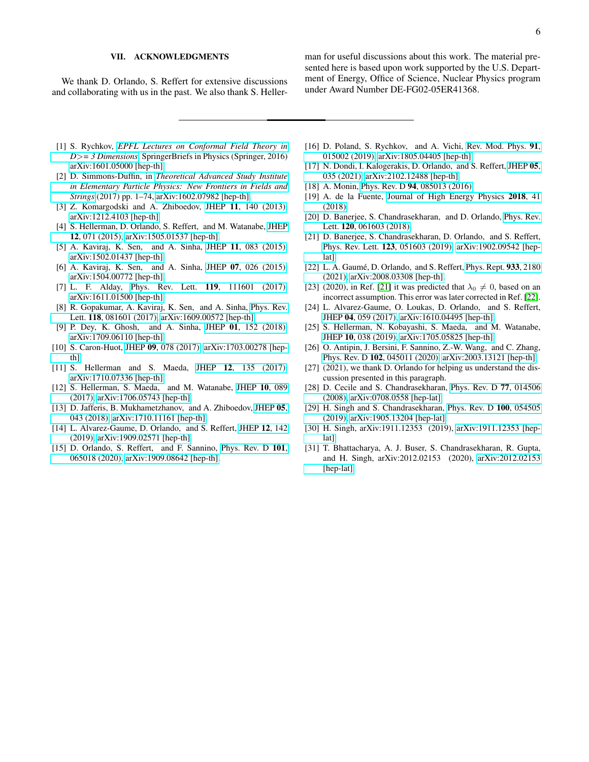## VII. ACKNOWLEDGMENTS

We thank D. Orlando, S. Reffert for extensive discussions and collaborating with us in the past. We also thank S. Hellerman for useful discussions about this work. The material presented here is based upon work supported by the U.S. Department of Energy, Office of Science, Nuclear Physics program under Award Number DE-FG02-05ER41368.

---

[1] S. Rychkov, *EPFL Lectures on Conformal Field Theory in D>= 3 Dimensions*, SpringerBriefs in Physics (Springer, 2016) arXiv:1601.05000 [hep-th].

[2] D. Simmons-Duffin, in *Theoretical Advanced Study Institute in Elementary Particle Physics: New Frontiers in Fields and Strings* (2017) pp. 1–74, arXiv:1602.07982 [hep-th].

[3] Z. Komargodski and A. Zhiboedov, JHEP **11**, 140 (2013), arXiv:1212.4103 [hep-th].

[4] S. Hellerman, D. Orlando, S. Reffert, and M. Watanabe, JHEP **12**, 071 (2015), arXiv:1505.01537 [hep-th].

[5] A. Kaviraj, K. Sen, and A. Sinha, JHEP **11**, 083 (2015), arXiv:1502.01437 [hep-th].

[6] A. Kaviraj, K. Sen, and A. Sinha, JHEP **07**, 026 (2015), arXiv:1504.00772 [hep-th].

[7] L. F. Alday, Phys. Rev. Lett. **119**, 111601 (2017), arXiv:1611.01500 [hep-th].

[8] R. Gopakumar, A. Kaviraj, K. Sen, and A. Sinha, Phys. Rev. Lett. **118**, 081601 (2017), arXiv:1609.00572 [hep-th].

[9] P. Dey, K. Ghosh, and A. Sinha, JHEP **01**, 152 (2018), arXiv:1709.06110 [hep-th].

[10] S. Caron-Huot, JHEP **09**, 078 (2017), arXiv:1703.00278 [hep-th].

[11] S. Hellerman and S. Maeda, JHEP **12**, 135 (2017), arXiv:1710.07336 [hep-th].

[12] S. Hellerman, S. Maeda, and M. Watanabe, JHEP **10**, 089 (2017), arXiv:1706.05743 [hep-th].

[13] D. Jafferis, B. Mukhametzhanov, and A. Zhiboedov, JHEP **05**, 043 (2018), arXiv:1710.11161 [hep-th].

[14] L. Alvarez-Gaume, D. Orlando, and S. Reffert, JHEP **12**, 142 (2019), arXiv:1909.02571 [hep-th].

[15] D. Orlando, S. Reffert, and F. Sannino, Phys. Rev. D **101**, 065018 (2020), arXiv:1909.08642 [hep-th].

[16] D. Poland, S. Rychkov, and A. Vichi, Rev. Mod. Phys. **91**, 015002 (2019), arXiv:1805.04405 [hep-th].

[17] N. Dondi, I. Kalogerakis, D. Orlando, and S. Reffert, JHEP **05**, 035 (2021), arXiv:2102.12488 [hep-th].

[18] A. Monin, Phys. Rev. D **94**, 085013 (2016).

[19] A. de la Fuente, Journal of High Energy Physics **2018**, 41 (2018).

[20] D. Banerjee, S. Chandrasekharan, and D. Orlando, Phys. Rev. Lett. **120**, 061603 (2018).

[21] D. Banerjee, S. Chandrasekharan, D. Orlando, and S. Reffert, Phys. Rev. Lett. **123**, 051603 (2019), arXiv:1902.09542 [hep-lat].

[22] L. A. Gaumé, D. Orlando, and S. Reffert, Phys. Rept. **933**, 2180 (2021), arXiv:2008.03308 [hep-th].

[23] (2020), in Ref. [21] it was predicted that $\lambda_0 \neq 0$, based on an incorrect assumption. This error was later corrected in Ref. [22].

[24] L. Alvarez-Gaume, O. Loukas, D. Orlando, and S. Reffert, JHEP **04**, 059 (2017), arXiv:1610.04495 [hep-th].

[25] S. Hellerman, N. Kobayashi, S. Maeda, and M. Watanabe, JHEP **10**, 038 (2019), arXiv:1705.05825 [hep-th].

[26] O. Antipin, J. Bersini, F. Sannino, Z.-W. Wang, and C. Zhang, Phys. Rev. D **102**, 045011 (2020), arXiv:2003.13121 [hep-th].

[27] (2021), we thank D. Orlando for helping us understand the discussion presented in this paragraph.

[28] D. Cecile and S. Chandrasekharan, Phys. Rev. D **77**, 014506 (2008), arXiv:0708.0558 [hep-lat].

[29] H. Singh and S. Chandrasekharan, Phys. Rev. D **100**, 054505 (2019), arXiv:1905.13204 [hep-lat].

[30] H. Singh, arXiv:1911.12353 (2019), arXiv:1911.12353 [hep-lat].

[31] T. Bhattacharya, A. J. Buser, S. Chandrasekharan, R. Gupta, and H. Singh, arXiv:2012.02153 (2020), arXiv:2012.02153 [hep-lat].